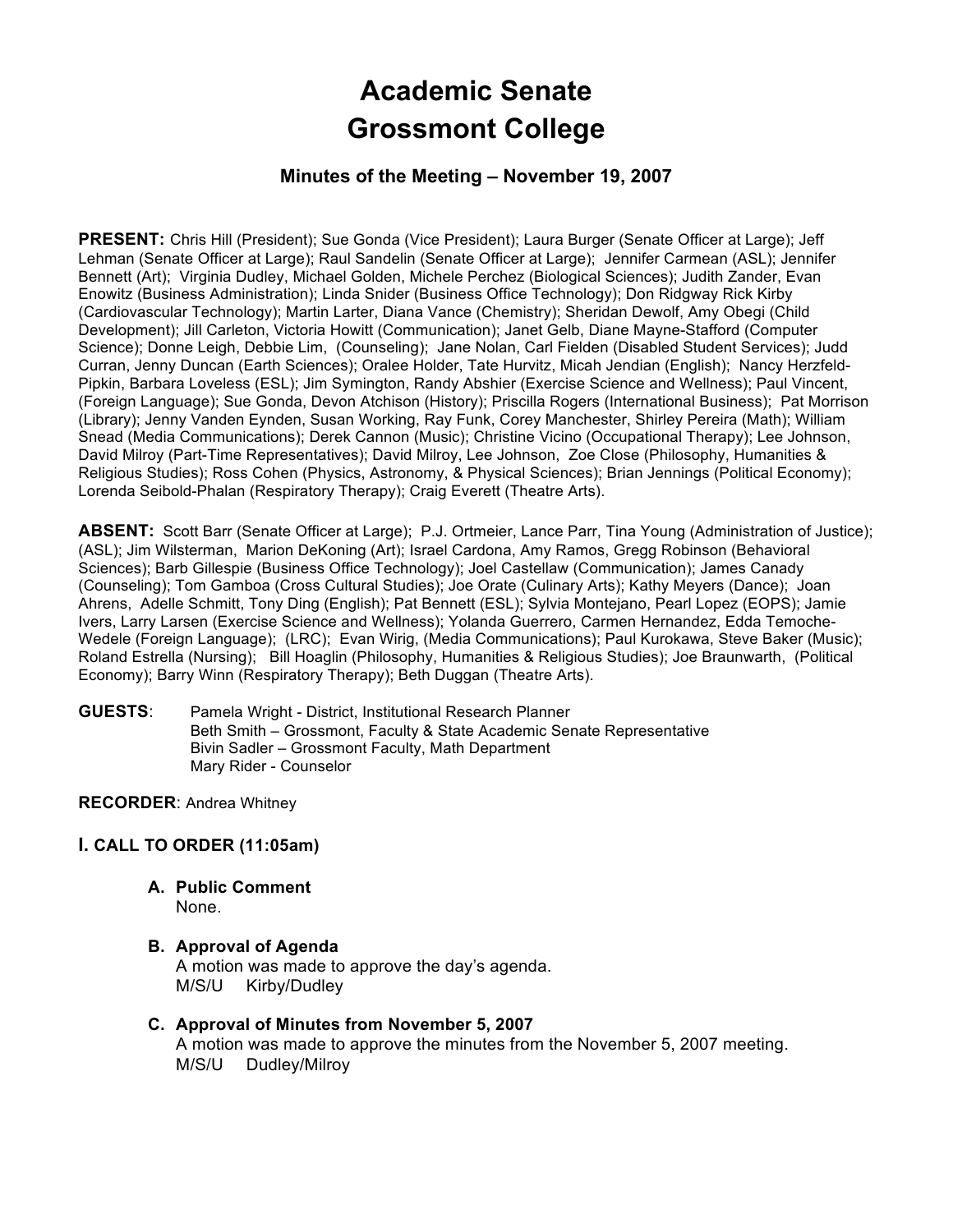# Academic Senate
# Grossmont College

### Minutes of the Meeting – November 19, 2007

**PRESENT:** Chris Hill (President); Sue Gonda (Vice President); Laura Burger (Senate Officer at Large); Jeff Lehman (Senate Officer at Large); Raul Sandelin (Senate Officer at Large); Jennifer Carmean (ASL); Jennifer Bennett (Art); Virginia Dudley, Michael Golden, Michele Perchez (Biological Sciences); Judith Zander, Evan Enowitz (Business Administration); Linda Snider (Business Office Technology); Don Ridgway Rick Kirby (Cardiovascular Technology); Martin Larter, Diana Vance (Chemistry); Sheridan Dewolf, Amy Obegi (Child Development); Jill Carleton, Victoria Howitt (Communication); Janet Gelb, Diane Mayne-Stafford (Computer Science); Donne Leigh, Debbie Lim, (Counseling); Jane Nolan, Carl Fielden (Disabled Student Services); Judd Curran, Jenny Duncan (Earth Sciences); Oralee Holder, Tate Hurvitz, Micah Jendian (English); Nancy Herzfeld-Pipkin, Barbara Loveless (ESL); Jim Symington, Randy Abshier (Exercise Science and Wellness); Paul Vincent, (Foreign Language); Sue Gonda, Devon Atchison (History); Priscilla Rogers (International Business); Pat Morrison (Library); Jenny Vanden Eynden, Susan Working, Ray Funk, Corey Manchester, Shirley Pereira (Math); William Snead (Media Communications); Derek Cannon (Music); Christine Vicino (Occupational Therapy); Lee Johnson, David Milroy (Part-Time Representatives); David Milroy, Lee Johnson, Zoe Close (Philosophy, Humanities & Religious Studies); Ross Cohen (Physics, Astronomy, & Physical Sciences); Brian Jennings (Political Economy); Lorenda Seibold-Phalan (Respiratory Therapy); Craig Everett (Theatre Arts).

**ABSENT:** Scott Barr (Senate Officer at Large); P.J. Ortmeier, Lance Parr, Tina Young (Administration of Justice); (ASL); Jim Wilsterman, Marion DeKoning (Art); Israel Cardona, Amy Ramos, Gregg Robinson (Behavioral Sciences); Barb Gillespie (Business Office Technology); Joel Castellaw (Communication); James Canady (Counseling); Tom Gamboa (Cross Cultural Studies); Joe Orate (Culinary Arts); Kathy Meyers (Dance); Joan Ahrens, Adelle Schmitt, Tony Ding (English); Pat Bennett (ESL); Sylvia Montejano, Pearl Lopez (EOPS); Jamie Ivers, Larry Larsen (Exercise Science and Wellness); Yolanda Guerrero, Carmen Hernandez, Edda Temoche-Wedele (Foreign Language); (LRC); Evan Wirig, (Media Communications); Paul Kurokawa, Steve Baker (Music); Roland Estrella (Nursing); Bill Hoaglin (Philosophy, Humanities & Religious Studies); Joe Braunwarth, (Political Economy); Barry Winn (Respiratory Therapy); Beth Duggan (Theatre Arts).

**GUESTS**:
- Pamela Wright - District, Institutional Research Planner
- Beth Smith – Grossmont, Faculty & State Academic Senate Representative
- Bivin Sadler – Grossmont Faculty, Math Department
- Mary Rider - Counselor

**RECORDER**: Andrea Whitney

## I. CALL TO ORDER (11:05am)

**A. Public Comment**

None.

**B. Approval of Agenda**

A motion was made to approve the day's agenda.
M/S/U Kirby/Dudley

**C. Approval of Minutes from November 5, 2007**

A motion was made to approve the minutes from the November 5, 2007 meeting.
M/S/U Dudley/Milroy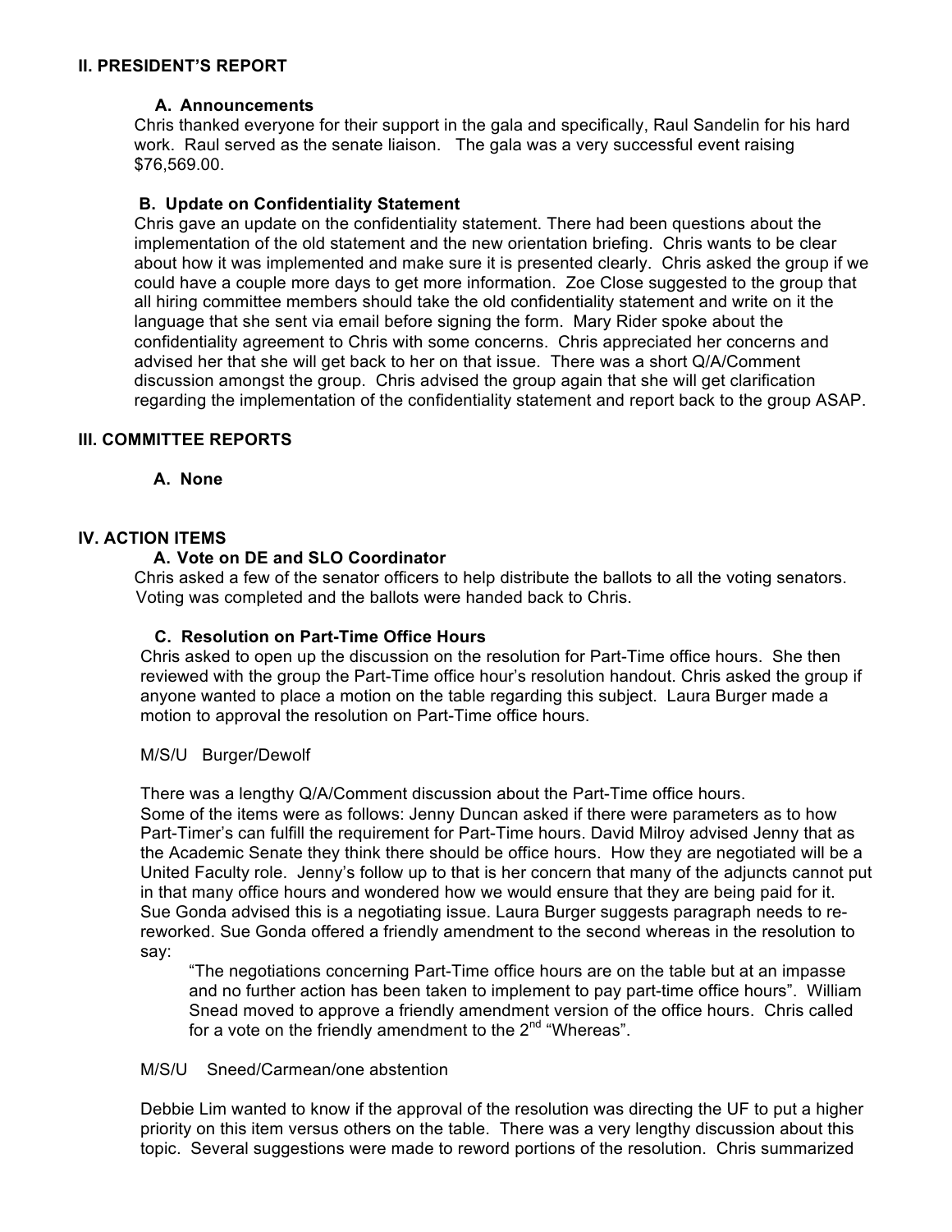## II. PRESIDENT'S REPORT

### A. Announcements

Chris thanked everyone for their support in the gala and specifically, Raul Sandelin for his hard work. Raul served as the senate liaison. The gala was a very successful event raising $76,569.00.

### B. Update on Confidentiality Statement

Chris gave an update on the confidentiality statement. There had been questions about the implementation of the old statement and the new orientation briefing. Chris wants to be clear about how it was implemented and make sure it is presented clearly. Chris asked the group if we could have a couple more days to get more information. Zoe Close suggested to the group that all hiring committee members should take the old confidentiality statement and write on it the language that she sent via email before signing the form. Mary Rider spoke about the confidentiality agreement to Chris with some concerns. Chris appreciated her concerns and advised her that she will get back to her on that issue. There was a short Q/A/Comment discussion amongst the group. Chris advised the group again that she will get clarification regarding the implementation of the confidentiality statement and report back to the group ASAP.

## III. COMMITTEE REPORTS

### A. None

## IV. ACTION ITEMS

### A. Vote on DE and SLO Coordinator

Chris asked a few of the senator officers to help distribute the ballots to all the voting senators. Voting was completed and the ballots were handed back to Chris.

### C. Resolution on Part-Time Office Hours

Chris asked to open up the discussion on the resolution for Part-Time office hours. She then reviewed with the group the Part-Time office hour's resolution handout. Chris asked the group if anyone wanted to place a motion on the table regarding this subject. Laura Burger made a motion to approval the resolution on Part-Time office hours.

M/S/U Burger/Dewolf

There was a lengthy Q/A/Comment discussion about the Part-Time office hours.
Some of the items were as follows: Jenny Duncan asked if there were parameters as to how Part-Timer's can fulfill the requirement for Part-Time hours. David Milroy advised Jenny that as the Academic Senate they think there should be office hours. How they are negotiated will be a United Faculty role. Jenny's follow up to that is her concern that many of the adjuncts cannot put in that many office hours and wondered how we would ensure that they are being paid for it. Sue Gonda advised this is a negotiating issue. Laura Burger suggests paragraph needs to re-reworked. Sue Gonda offered a friendly amendment to the second whereas in the resolution to say:

> "The negotiations concerning Part-Time office hours are on the table but at an impasse and no further action has been taken to implement to pay part-time office hours". William Snead moved to approve a friendly amendment version of the office hours. Chris called for a vote on the friendly amendment to the 2nd "Whereas".

M/S/U Sneed/Carmean/one abstention

Debbie Lim wanted to know if the approval of the resolution was directing the UF to put a higher priority on this item versus others on the table. There was a very lengthy discussion about this topic. Several suggestions were made to reword portions of the resolution. Chris summarized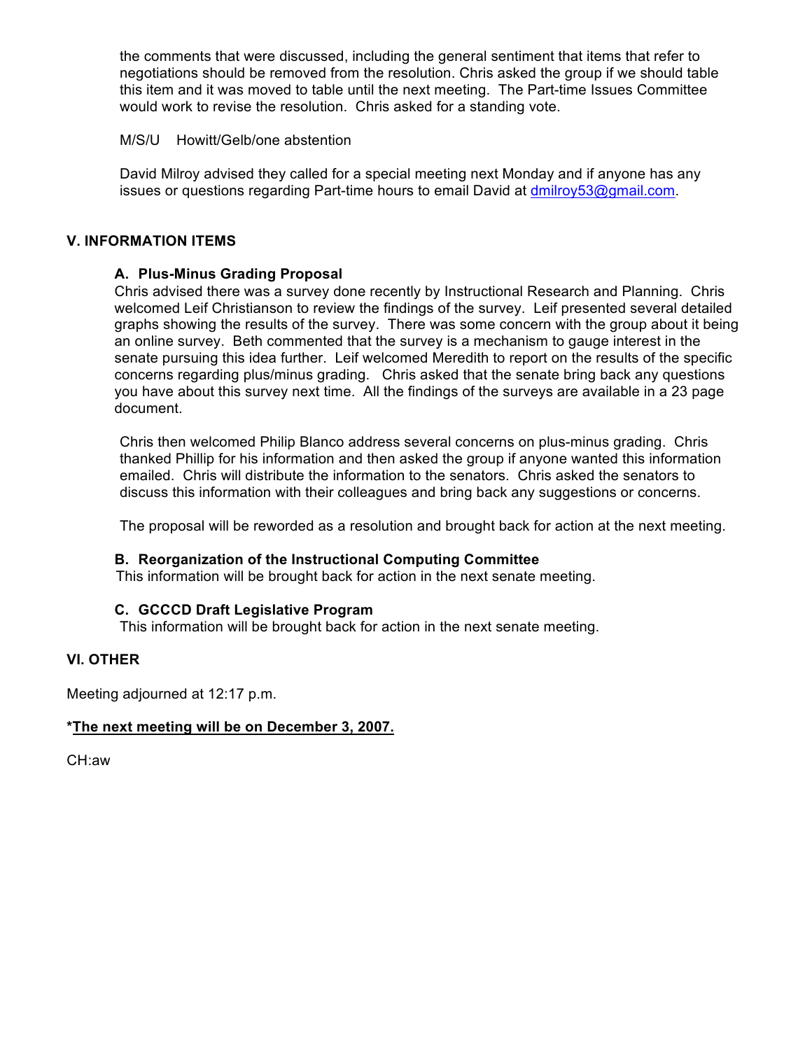the comments that were discussed, including the general sentiment that items that refer to negotiations should be removed from the resolution. Chris asked the group if we should table this item and it was moved to table until the next meeting. The Part-time Issues Committee would work to revise the resolution. Chris asked for a standing vote.

M/S/U Howitt/Gelb/one abstention

David Milroy advised they called for a special meeting next Monday and if anyone has any issues or questions regarding Part-time hours to email David at dmilroy53@gmail.com.

## V. INFORMATION ITEMS

### A. Plus-Minus Grading Proposal

Chris advised there was a survey done recently by Instructional Research and Planning. Chris welcomed Leif Christianson to review the findings of the survey. Leif presented several detailed graphs showing the results of the survey. There was some concern with the group about it being an online survey. Beth commented that the survey is a mechanism to gauge interest in the senate pursuing this idea further. Leif welcomed Meredith to report on the results of the specific concerns regarding plus/minus grading. Chris asked that the senate bring back any questions you have about this survey next time. All the findings of the surveys are available in a 23 page document.

Chris then welcomed Philip Blanco address several concerns on plus-minus grading. Chris thanked Phillip for his information and then asked the group if anyone wanted this information emailed. Chris will distribute the information to the senators. Chris asked the senators to discuss this information with their colleagues and bring back any suggestions or concerns.

The proposal will be reworded as a resolution and brought back for action at the next meeting.

### B. Reorganization of the Instructional Computing Committee

This information will be brought back for action in the next senate meeting.

### C. GCCCD Draft Legislative Program

This information will be brought back for action in the next senate meeting.

## VI. OTHER

Meeting adjourned at 12:17 p.m.

**\*The next meeting will be on December 3, 2007.**

CH:aw